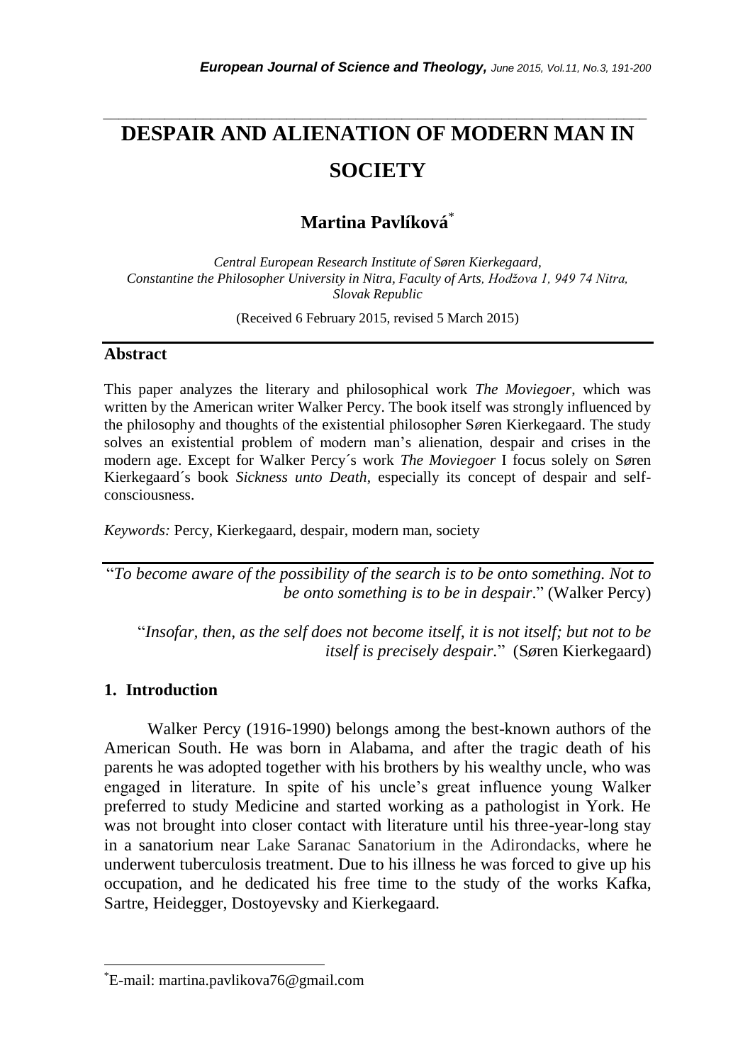# DESPAIR AND ALIENATION OF MODERN MAN IN SOCIETY

## Martina Pavlíková*

*Central European Research Institute of Søren Kierkegaard, Constantine the Philosopher University in Nitra, Faculty of Arts, Hodžova 1, 949 74 Nitra, Slovak Republic*

(Received 6 February 2015, revised 5 March 2015)

### Abstract

This paper analyzes the literary and philosophical work *The Moviegoer*, which was written by the American writer Walker Percy. The book itself was strongly influenced by the philosophy and thoughts of the existential philosopher Søren Kierkegaard. The study solves an existential problem of modern man's alienation, despair and crises in the modern age. Except for Walker Percy´s work *The Moviegoer* I focus solely on Søren Kierkegaard´s book *Sickness unto Death*, especially its concept of despair and self-consciousness.

*Keywords:* Percy, Kierkegaard, despair, modern man, society

"*To become aware of the possibility of the search is to be onto something. Not to be onto something is to be in despair*." (Walker Percy)

"*Insofar, then, as the self does not become itself, it is not itself; but not to be itself is precisely despair.*" (Søren Kierkegaard)

## 1. Introduction

Walker Percy (1916-1990) belongs among the best-known authors of the American South. He was born in Alabama, and after the tragic death of his parents he was adopted together with his brothers by his wealthy uncle, who was engaged in literature. In spite of his uncle's great influence young Walker preferred to study Medicine and started working as a pathologist in York. He was not brought into closer contact with literature until his three-year-long stay in a sanatorium near Lake Saranac Sanatorium in the Adirondacks, where he underwent tuberculosis treatment. Due to his illness he was forced to give up his occupation, and he dedicated his free time to the study of the works Kafka, Sartre, Heidegger, Dostoyevsky and Kierkegaard.

*E-mail: martina.pavlikova76@gmail.com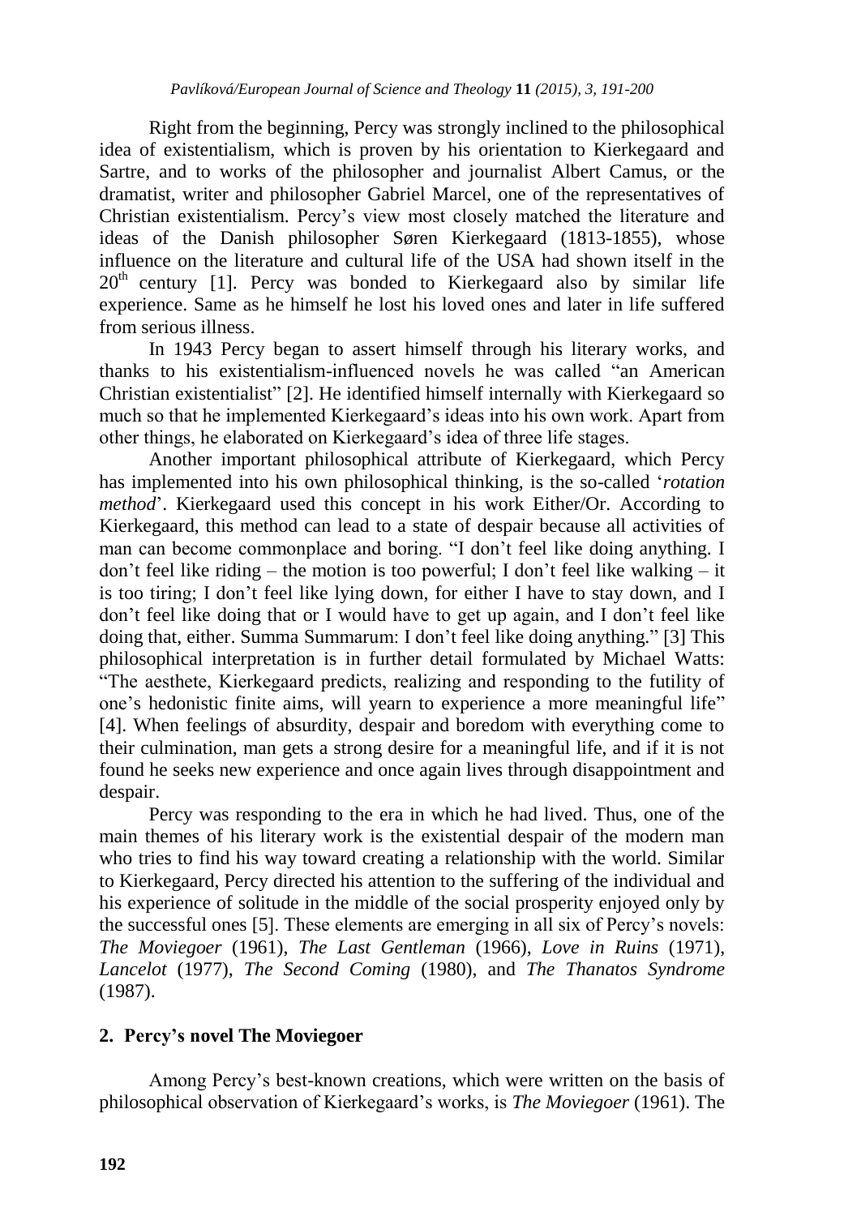Right from the beginning, Percy was strongly inclined to the philosophical idea of existentialism, which is proven by his orientation to Kierkegaard and Sartre, and to works of the philosopher and journalist Albert Camus, or the dramatist, writer and philosopher Gabriel Marcel, one of the representatives of Christian existentialism. Percy's view most closely matched the literature and ideas of the Danish philosopher Søren Kierkegaard (1813-1855), whose influence on the literature and cultural life of the USA had shown itself in the 20th century [1]. Percy was bonded to Kierkegaard also by similar life experience. Same as he himself he lost his loved ones and later in life suffered from serious illness.

In 1943 Percy began to assert himself through his literary works, and thanks to his existentialism-influenced novels he was called "an American Christian existentialist" [2]. He identified himself internally with Kierkegaard so much so that he implemented Kierkegaard's ideas into his own work. Apart from other things, he elaborated on Kierkegaard's idea of three life stages.

Another important philosophical attribute of Kierkegaard, which Percy has implemented into his own philosophical thinking, is the so-called '*rotation method*'. Kierkegaard used this concept in his work Either/Or. According to Kierkegaard, this method can lead to a state of despair because all activities of man can become commonplace and boring. "I don't feel like doing anything. I don't feel like riding – the motion is too powerful; I don't feel like walking – it is too tiring; I don't feel like lying down, for either I have to stay down, and I don't feel like doing that or I would have to get up again, and I don't feel like doing that, either. Summa Summarum: I don't feel like doing anything." [3] This philosophical interpretation is in further detail formulated by Michael Watts: "The aesthete, Kierkegaard predicts, realizing and responding to the futility of one's hedonistic finite aims, will yearn to experience a more meaningful life" [4]. When feelings of absurdity, despair and boredom with everything come to their culmination, man gets a strong desire for a meaningful life, and if it is not found he seeks new experience and once again lives through disappointment and despair.

Percy was responding to the era in which he had lived. Thus, one of the main themes of his literary work is the existential despair of the modern man who tries to find his way toward creating a relationship with the world. Similar to Kierkegaard, Percy directed his attention to the suffering of the individual and his experience of solitude in the middle of the social prosperity enjoyed only by the successful ones [5]. These elements are emerging in all six of Percy's novels: *The Moviegoer* (1961), *The Last Gentleman* (1966), *Love in Ruins* (1971), *Lancelot* (1977), *The Second Coming* (1980), and *The Thanatos Syndrome* (1987).

## 2. Percy's novel The Moviegoer

Among Percy's best-known creations, which were written on the basis of philosophical observation of Kierkegaard's works, is *The Moviegoer* (1961). The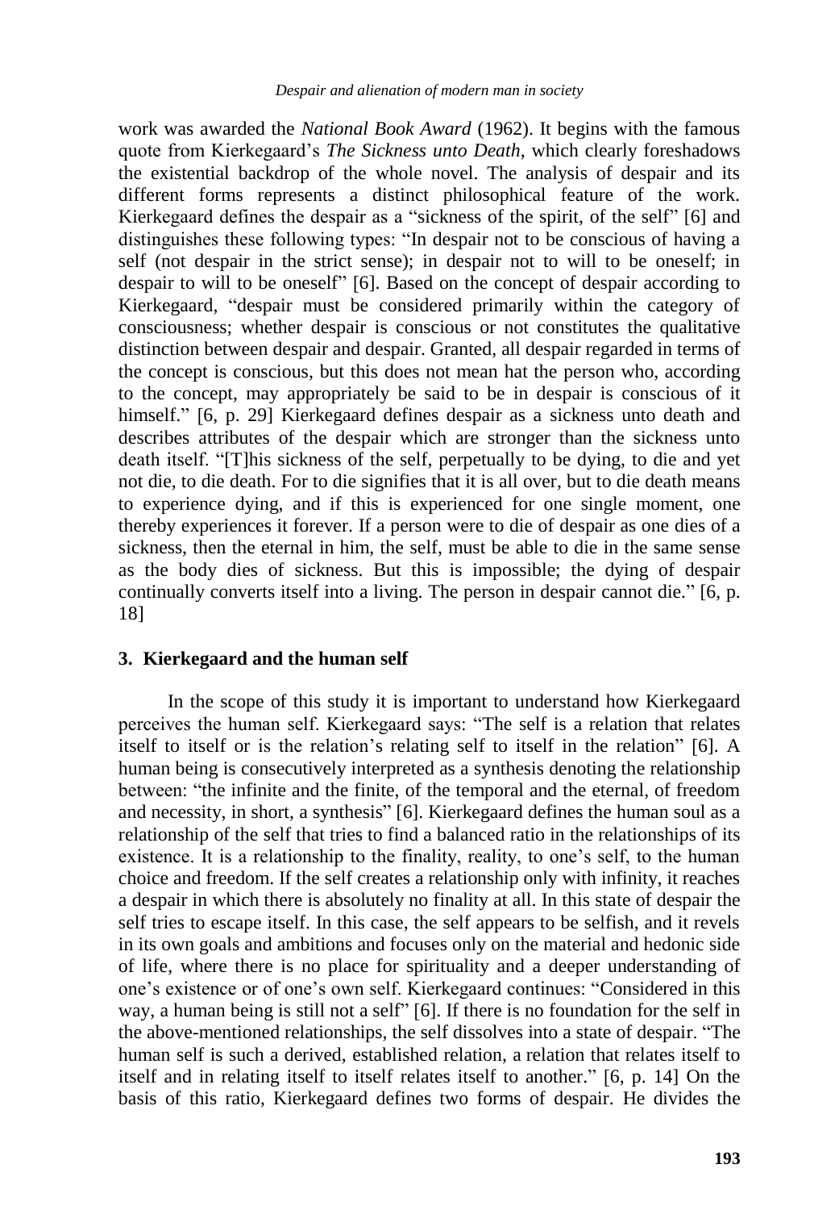work was awarded the *National Book Award* (1962). It begins with the famous quote from Kierkegaard's *The Sickness unto Death*, which clearly foreshadows the existential backdrop of the whole novel. The analysis of despair and its different forms represents a distinct philosophical feature of the work. Kierkegaard defines the despair as a "sickness of the spirit, of the self" [6] and distinguishes these following types: "In despair not to be conscious of having a self (not despair in the strict sense); in despair not to will to be oneself; in despair to will to be oneself" [6]. Based on the concept of despair according to Kierkegaard, "despair must be considered primarily within the category of consciousness; whether despair is conscious or not constitutes the qualitative distinction between despair and despair. Granted, all despair regarded in terms of the concept is conscious, but this does not mean hat the person who, according to the concept, may appropriately be said to be in despair is conscious of it himself." [6, p. 29] Kierkegaard defines despair as a sickness unto death and describes attributes of the despair which are stronger than the sickness unto death itself. "[T]his sickness of the self, perpetually to be dying, to die and yet not die, to die death. For to die signifies that it is all over, but to die death means to experience dying, and if this is experienced for one single moment, one thereby experiences it forever. If a person were to die of despair as one dies of a sickness, then the eternal in him, the self, must be able to die in the same sense as the body dies of sickness. But this is impossible; the dying of despair continually converts itself into a living. The person in despair cannot die." [6, p. 18]

## 3. Kierkegaard and the human self

In the scope of this study it is important to understand how Kierkegaard perceives the human self. Kierkegaard says: "The self is a relation that relates itself to itself or is the relation's relating self to itself in the relation" [6]. A human being is consecutively interpreted as a synthesis denoting the relationship between: "the infinite and the finite, of the temporal and the eternal, of freedom and necessity, in short, a synthesis" [6]. Kierkegaard defines the human soul as a relationship of the self that tries to find a balanced ratio in the relationships of its existence. It is a relationship to the finality, reality, to one's self, to the human choice and freedom. If the self creates a relationship only with infinity, it reaches a despair in which there is absolutely no finality at all. In this state of despair the self tries to escape itself. In this case, the self appears to be selfish, and it revels in its own goals and ambitions and focuses only on the material and hedonic side of life, where there is no place for spirituality and a deeper understanding of one's existence or of one's own self. Kierkegaard continues: "Considered in this way, a human being is still not a self" [6]. If there is no foundation for the self in the above-mentioned relationships, the self dissolves into a state of despair. "The human self is such a derived, established relation, a relation that relates itself to itself and in relating itself to itself relates itself to another." [6, p. 14] On the basis of this ratio, Kierkegaard defines two forms of despair. He divides the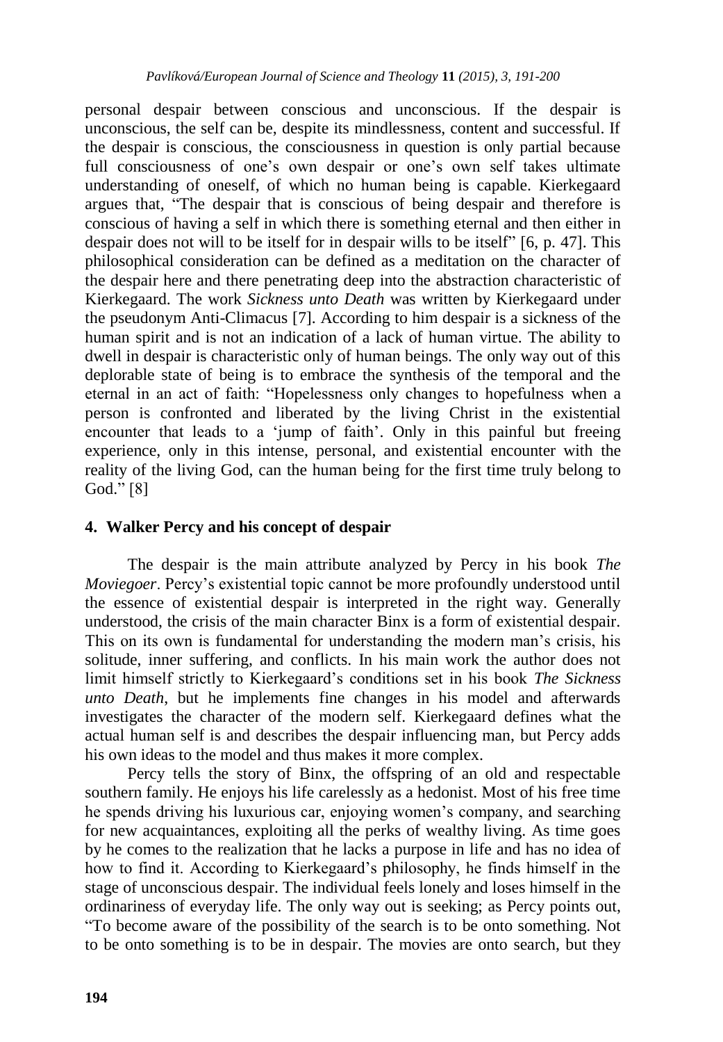personal despair between conscious and unconscious. If the despair is unconscious, the self can be, despite its mindlessness, content and successful. If the despair is conscious, the consciousness in question is only partial because full consciousness of one's own despair or one's own self takes ultimate understanding of oneself, of which no human being is capable. Kierkegaard argues that, "The despair that is conscious of being despair and therefore is conscious of having a self in which there is something eternal and then either in despair does not will to be itself for in despair wills to be itself" [6, p. 47]. This philosophical consideration can be defined as a meditation on the character of the despair here and there penetrating deep into the abstraction characteristic of Kierkegaard. The work *Sickness unto Death* was written by Kierkegaard under the pseudonym Anti-Climacus [7]. According to him despair is a sickness of the human spirit and is not an indication of a lack of human virtue. The ability to dwell in despair is characteristic only of human beings. The only way out of this deplorable state of being is to embrace the synthesis of the temporal and the eternal in an act of faith: "Hopelessness only changes to hopefulness when a person is confronted and liberated by the living Christ in the existential encounter that leads to a 'jump of faith'. Only in this painful but freeing experience, only in this intense, personal, and existential encounter with the reality of the living God, can the human being for the first time truly belong to God." [8]

## 4. Walker Percy and his concept of despair

The despair is the main attribute analyzed by Percy in his book *The Moviegoer*. Percy's existential topic cannot be more profoundly understood until the essence of existential despair is interpreted in the right way. Generally understood, the crisis of the main character Binx is a form of existential despair. This on its own is fundamental for understanding the modern man's crisis, his solitude, inner suffering, and conflicts. In his main work the author does not limit himself strictly to Kierkegaard's conditions set in his book *The Sickness unto Death*, but he implements fine changes in his model and afterwards investigates the character of the modern self. Kierkegaard defines what the actual human self is and describes the despair influencing man, but Percy adds his own ideas to the model and thus makes it more complex.

Percy tells the story of Binx, the offspring of an old and respectable southern family. He enjoys his life carelessly as a hedonist. Most of his free time he spends driving his luxurious car, enjoying women's company, and searching for new acquaintances, exploiting all the perks of wealthy living. As time goes by he comes to the realization that he lacks a purpose in life and has no idea of how to find it. According to Kierkegaard's philosophy, he finds himself in the stage of unconscious despair. The individual feels lonely and loses himself in the ordinariness of everyday life. The only way out is seeking; as Percy points out, "To become aware of the possibility of the search is to be onto something. Not to be onto something is to be in despair. The movies are onto search, but they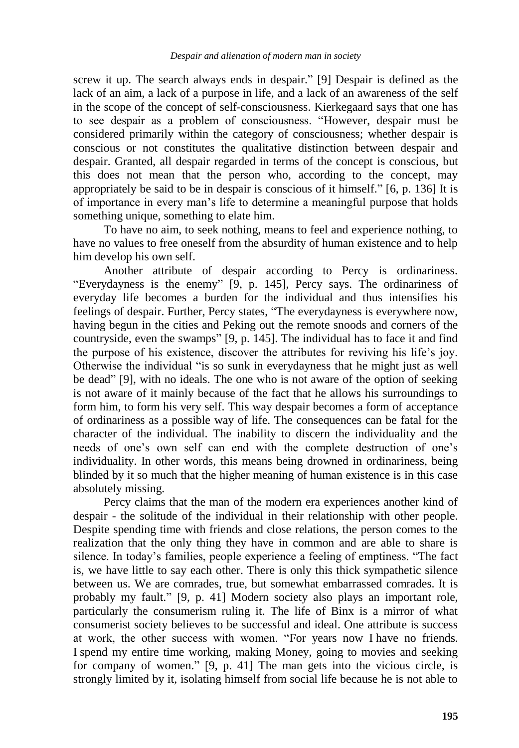screw it up. The search always ends in despair." [9] Despair is defined as the lack of an aim, a lack of a purpose in life, and a lack of an awareness of the self in the scope of the concept of self-consciousness. Kierkegaard says that one has to see despair as a problem of consciousness. "However, despair must be considered primarily within the category of consciousness; whether despair is conscious or not constitutes the qualitative distinction between despair and despair. Granted, all despair regarded in terms of the concept is conscious, but this does not mean that the person who, according to the concept, may appropriately be said to be in despair is conscious of it himself." [6, p. 136] It is of importance in every man's life to determine a meaningful purpose that holds something unique, something to elate him.

To have no aim, to seek nothing, means to feel and experience nothing, to have no values to free oneself from the absurdity of human existence and to help him develop his own self.

Another attribute of despair according to Percy is ordinariness. "Everydayness is the enemy" [9, p. 145], Percy says. The ordinariness of everyday life becomes a burden for the individual and thus intensifies his feelings of despair. Further, Percy states, "The everydayness is everywhere now, having begun in the cities and Peking out the remote snoods and corners of the countryside, even the swamps" [9, p. 145]. The individual has to face it and find the purpose of his existence, discover the attributes for reviving his life's joy. Otherwise the individual "is so sunk in everydayness that he might just as well be dead" [9], with no ideals. The one who is not aware of the option of seeking is not aware of it mainly because of the fact that he allows his surroundings to form him, to form his very self. This way despair becomes a form of acceptance of ordinariness as a possible way of life. The consequences can be fatal for the character of the individual. The inability to discern the individuality and the needs of one's own self can end with the complete destruction of one's individuality. In other words, this means being drowned in ordinariness, being blinded by it so much that the higher meaning of human existence is in this case absolutely missing.

Percy claims that the man of the modern era experiences another kind of despair - the solitude of the individual in their relationship with other people. Despite spending time with friends and close relations, the person comes to the realization that the only thing they have in common and are able to share is silence. In today's families, people experience a feeling of emptiness. "The fact is, we have little to say each other. There is only this thick sympathetic silence between us. We are comrades, true, but somewhat embarrassed comrades. It is probably my fault." [9, p. 41] Modern society also plays an important role, particularly the consumerism ruling it. The life of Binx is a mirror of what consumerist society believes to be successful and ideal. One attribute is success at work, the other success with women. "For years now I have no friends. I spend my entire time working, making Money, going to movies and seeking for company of women." [9, p. 41] The man gets into the vicious circle, is strongly limited by it, isolating himself from social life because he is not able to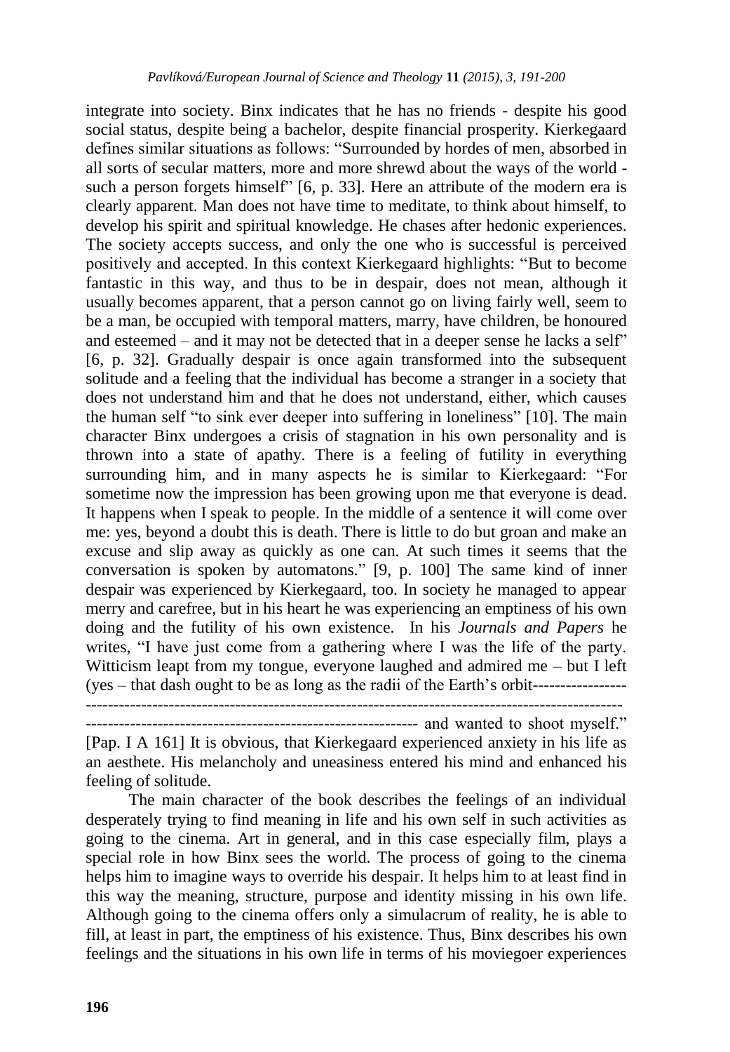integrate into society. Binx indicates that he has no friends - despite his good social status, despite being a bachelor, despite financial prosperity. Kierkegaard defines similar situations as follows: "Surrounded by hordes of men, absorbed in all sorts of secular matters, more and more shrewd about the ways of the world - such a person forgets himself" [6, p. 33]. Here an attribute of the modern era is clearly apparent. Man does not have time to meditate, to think about himself, to develop his spirit and spiritual knowledge. He chases after hedonic experiences. The society accepts success, and only the one who is successful is perceived positively and accepted. In this context Kierkegaard highlights: "But to become fantastic in this way, and thus to be in despair, does not mean, although it usually becomes apparent, that a person cannot go on living fairly well, seem to be a man, be occupied with temporal matters, marry, have children, be honoured and esteemed – and it may not be detected that in a deeper sense he lacks a self" [6, p. 32]. Gradually despair is once again transformed into the subsequent solitude and a feeling that the individual has become a stranger in a society that does not understand him and that he does not understand, either, which causes the human self "to sink ever deeper into suffering in loneliness" [10]. The main character Binx undergoes a crisis of stagnation in his own personality and is thrown into a state of apathy. There is a feeling of futility in everything surrounding him, and in many aspects he is similar to Kierkegaard: "For sometime now the impression has been growing upon me that everyone is dead. It happens when I speak to people. In the middle of a sentence it will come over me: yes, beyond a doubt this is death. There is little to do but groan and make an excuse and slip away as quickly as one can. At such times it seems that the conversation is spoken by automatons." [9, p. 100] The same kind of inner despair was experienced by Kierkegaard, too. In society he managed to appear merry and carefree, but in his heart he was experiencing an emptiness of his own doing and the futility of his own existence. In his *Journals and Papers* he writes, "I have just come from a gathering where I was the life of the party. Witticism leapt from my tongue, everyone laughed and admired me – but I left (yes – that dash ought to be as long as the radii of the Earth's orbit----------------- ------------------------------------------------------------------------------------------------ ---------------------------------------------------------- and wanted to shoot myself." [Pap. I A 161] It is obvious, that Kierkegaard experienced anxiety in his life as an aesthete. His melancholy and uneasiness entered his mind and enhanced his feeling of solitude.

The main character of the book describes the feelings of an individual desperately trying to find meaning in life and his own self in such activities as going to the cinema. Art in general, and in this case especially film, plays a special role in how Binx sees the world. The process of going to the cinema helps him to imagine ways to override his despair. It helps him to at least find in this way the meaning, structure, purpose and identity missing in his own life. Although going to the cinema offers only a simulacrum of reality, he is able to fill, at least in part, the emptiness of his existence. Thus, Binx describes his own feelings and the situations in his own life in terms of his moviegoer experiences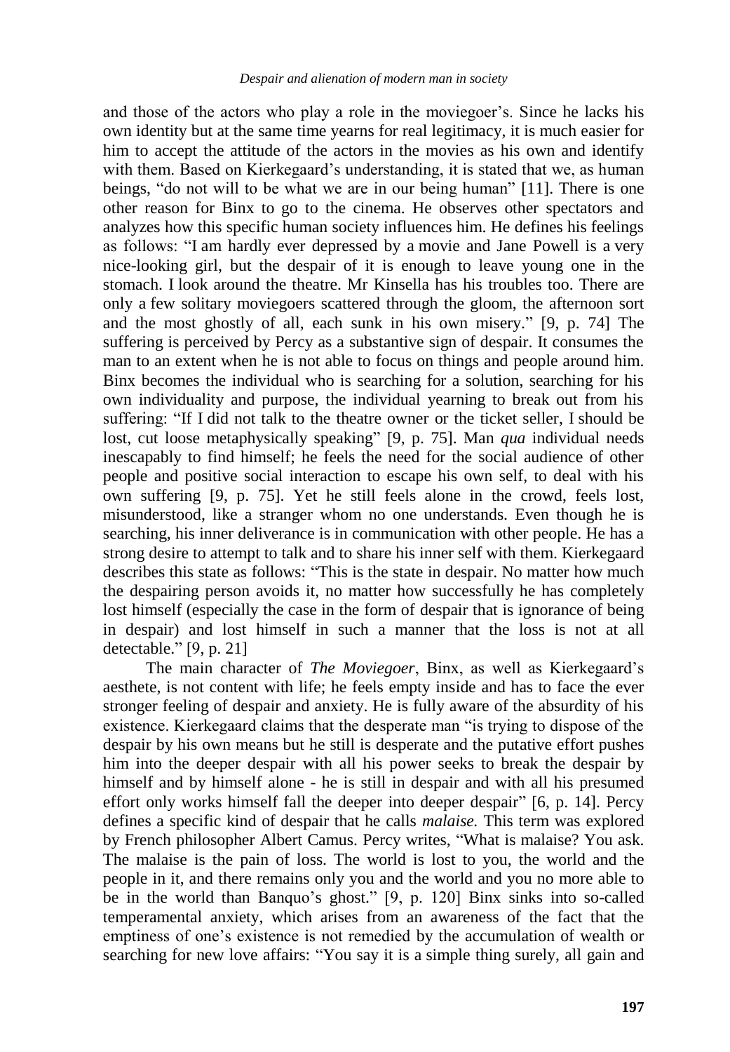and those of the actors who play a role in the moviegoer's. Since he lacks his own identity but at the same time yearns for real legitimacy, it is much easier for him to accept the attitude of the actors in the movies as his own and identify with them. Based on Kierkegaard's understanding, it is stated that we, as human beings, "do not will to be what we are in our being human" [11]. There is one other reason for Binx to go to the cinema. He observes other spectators and analyzes how this specific human society influences him. He defines his feelings as follows: "I am hardly ever depressed by a movie and Jane Powell is a very nice-looking girl, but the despair of it is enough to leave young one in the stomach. I look around the theatre. Mr Kinsella has his troubles too. There are only a few solitary moviegoers scattered through the gloom, the afternoon sort and the most ghostly of all, each sunk in his own misery." [9, p. 74] The suffering is perceived by Percy as a substantive sign of despair. It consumes the man to an extent when he is not able to focus on things and people around him. Binx becomes the individual who is searching for a solution, searching for his own individuality and purpose, the individual yearning to break out from his suffering: "If I did not talk to the theatre owner or the ticket seller, I should be lost, cut loose metaphysically speaking" [9, p. 75]. Man *qua* individual needs inescapably to find himself; he feels the need for the social audience of other people and positive social interaction to escape his own self, to deal with his own suffering [9, p. 75]. Yet he still feels alone in the crowd, feels lost, misunderstood, like a stranger whom no one understands. Even though he is searching, his inner deliverance is in communication with other people. He has a strong desire to attempt to talk and to share his inner self with them. Kierkegaard describes this state as follows: "This is the state in despair. No matter how much the despairing person avoids it, no matter how successfully he has completely lost himself (especially the case in the form of despair that is ignorance of being in despair) and lost himself in such a manner that the loss is not at all detectable." [9, p. 21]

The main character of *The Moviegoer*, Binx, as well as Kierkegaard's aesthete, is not content with life; he feels empty inside and has to face the ever stronger feeling of despair and anxiety. He is fully aware of the absurdity of his existence. Kierkegaard claims that the desperate man "is trying to dispose of the despair by his own means but he still is desperate and the putative effort pushes him into the deeper despair with all his power seeks to break the despair by himself and by himself alone - he is still in despair and with all his presumed effort only works himself fall the deeper into deeper despair" [6, p. 14]. Percy defines a specific kind of despair that he calls *malaise.* This term was explored by French philosopher Albert Camus. Percy writes, "What is malaise? You ask. The malaise is the pain of loss. The world is lost to you, the world and the people in it, and there remains only you and the world and you no more able to be in the world than Banquo's ghost." [9, p. 120] Binx sinks into so-called temperamental anxiety, which arises from an awareness of the fact that the emptiness of one's existence is not remedied by the accumulation of wealth or searching for new love affairs: "You say it is a simple thing surely, all gain and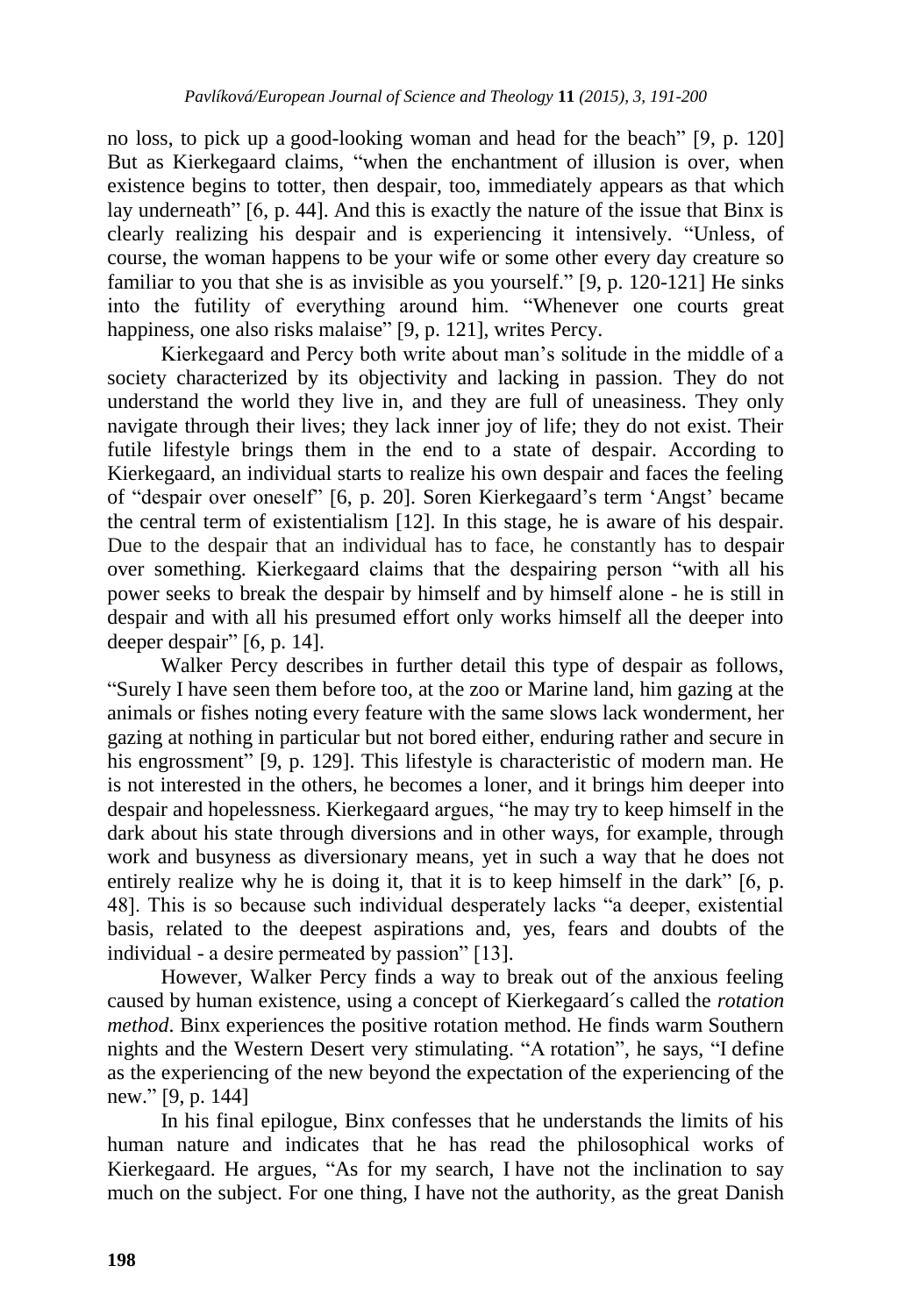no loss, to pick up a good-looking woman and head for the beach" [9, p. 120] But as Kierkegaard claims, "when the enchantment of illusion is over, when existence begins to totter, then despair, too, immediately appears as that which lay underneath" [6, p. 44]. And this is exactly the nature of the issue that Binx is clearly realizing his despair and is experiencing it intensively. "Unless, of course, the woman happens to be your wife or some other every day creature so familiar to you that she is as invisible as you yourself." [9, p. 120-121] He sinks into the futility of everything around him. "Whenever one courts great happiness, one also risks malaise" [9, p. 121], writes Percy.

Kierkegaard and Percy both write about man's solitude in the middle of a society characterized by its objectivity and lacking in passion. They do not understand the world they live in, and they are full of uneasiness. They only navigate through their lives; they lack inner joy of life; they do not exist. Their futile lifestyle brings them in the end to a state of despair. According to Kierkegaard, an individual starts to realize his own despair and faces the feeling of "despair over oneself" [6, p. 20]. Soren Kierkegaard's term 'Angst' became the central term of existentialism [12]. In this stage, he is aware of his despair. Due to the despair that an individual has to face, he constantly has to despair over something. Kierkegaard claims that the despairing person "with all his power seeks to break the despair by himself and by himself alone - he is still in despair and with all his presumed effort only works himself all the deeper into deeper despair" [6, p. 14].

Walker Percy describes in further detail this type of despair as follows, "Surely I have seen them before too, at the zoo or Marine land, him gazing at the animals or fishes noting every feature with the same slows lack wonderment, her gazing at nothing in particular but not bored either, enduring rather and secure in his engrossment" [9, p. 129]. This lifestyle is characteristic of modern man. He is not interested in the others, he becomes a loner, and it brings him deeper into despair and hopelessness. Kierkegaard argues, "he may try to keep himself in the dark about his state through diversions and in other ways, for example, through work and busyness as diversionary means, yet in such a way that he does not entirely realize why he is doing it, that it is to keep himself in the dark" [6, p. 48]. This is so because such individual desperately lacks "a deeper, existential basis, related to the deepest aspirations and, yes, fears and doubts of the individual - a desire permeated by passion" [13].

However, Walker Percy finds a way to break out of the anxious feeling caused by human existence, using a concept of Kierkegaard´s called the *rotation method*. Binx experiences the positive rotation method. He finds warm Southern nights and the Western Desert very stimulating. "A rotation", he says, "I define as the experiencing of the new beyond the expectation of the experiencing of the new." [9, p. 144]

In his final epilogue, Binx confesses that he understands the limits of his human nature and indicates that he has read the philosophical works of Kierkegaard. He argues, "As for my search, I have not the inclination to say much on the subject. For one thing, I have not the authority, as the great Danish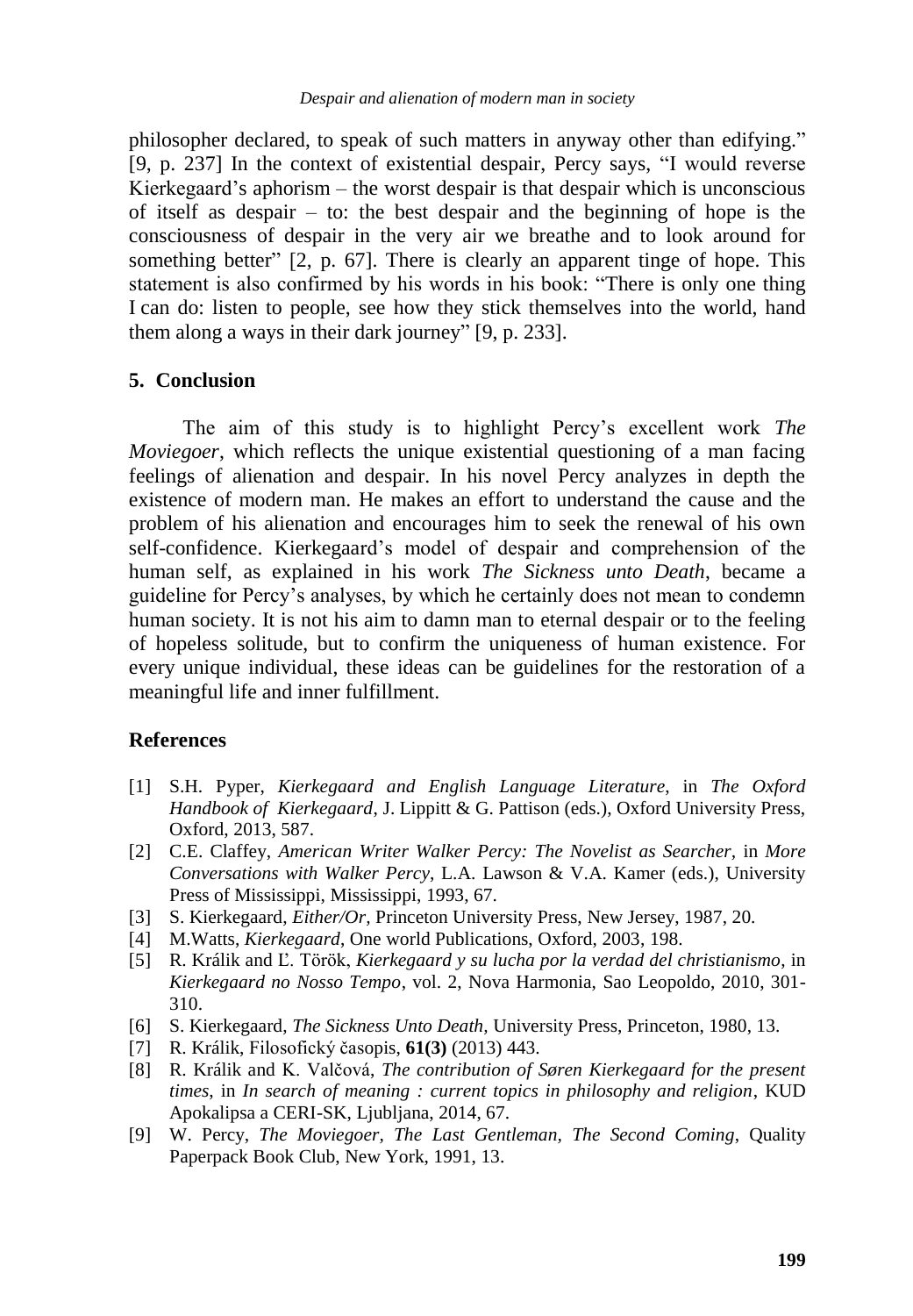philosopher declared, to speak of such matters in anyway other than edifying." [9, p. 237] In the context of existential despair, Percy says, "I would reverse Kierkegaard's aphorism – the worst despair is that despair which is unconscious of itself as despair – to: the best despair and the beginning of hope is the consciousness of despair in the very air we breathe and to look around for something better" [2, p. 67]. There is clearly an apparent tinge of hope. This statement is also confirmed by his words in his book: "There is only one thing I can do: listen to people, see how they stick themselves into the world, hand them along a ways in their dark journey" [9, p. 233].

## 5. Conclusion

The aim of this study is to highlight Percy's excellent work *The Moviegoer*, which reflects the unique existential questioning of a man facing feelings of alienation and despair. In his novel Percy analyzes in depth the existence of modern man. He makes an effort to understand the cause and the problem of his alienation and encourages him to seek the renewal of his own self-confidence. Kierkegaard's model of despair and comprehension of the human self, as explained in his work *The Sickness unto Death*, became a guideline for Percy's analyses, by which he certainly does not mean to condemn human society. It is not his aim to damn man to eternal despair or to the feeling of hopeless solitude, but to confirm the uniqueness of human existence. For every unique individual, these ideas can be guidelines for the restoration of a meaningful life and inner fulfillment.

## References

[1] S.H. Pyper, *Kierkegaard and English Language Literature*, in *The Oxford Handbook of Kierkegaard*, J. Lippitt & G. Pattison (eds.), Oxford University Press, Oxford, 2013, 587.

[2] C.E. Claffey, *American Writer Walker Percy: The Novelist as Searcher*, in *More Conversations with Walker Percy*, L.A. Lawson & V.A. Kamer (eds.), University Press of Mississippi, Mississippi, 1993, 67.

[3] S. Kierkegaard, *Either/Or*, Princeton University Press, New Jersey, 1987, 20.

[4] M.Watts, *Kierkegaard*, One world Publications, Oxford, 2003, 198.

[5] R. Králik and Ľ. Török, *Kierkegaard y su lucha por la verdad del christianismo*, in *Kierkegaard no Nosso Tempo*, vol. 2, Nova Harmonia, Sao Leopoldo, 2010, 301-310.

[6] S. Kierkegaard, *The Sickness Unto Death*, University Press, Princeton, 1980, 13.

[7] R. Králik, Filosofický časopis, **61(3)** (2013) 443.

[8] R. Králik and K. Valčová, *The contribution of Søren Kierkegaard for the present times*, in *In search of meaning : current topics in philosophy and religion*, KUD Apokalipsa a CERI-SK, Ljubljana, 2014, 67.

[9] W. Percy, *The Moviegoer, The Last Gentleman, The Second Coming*, Quality Paperpack Book Club, New York, 1991, 13.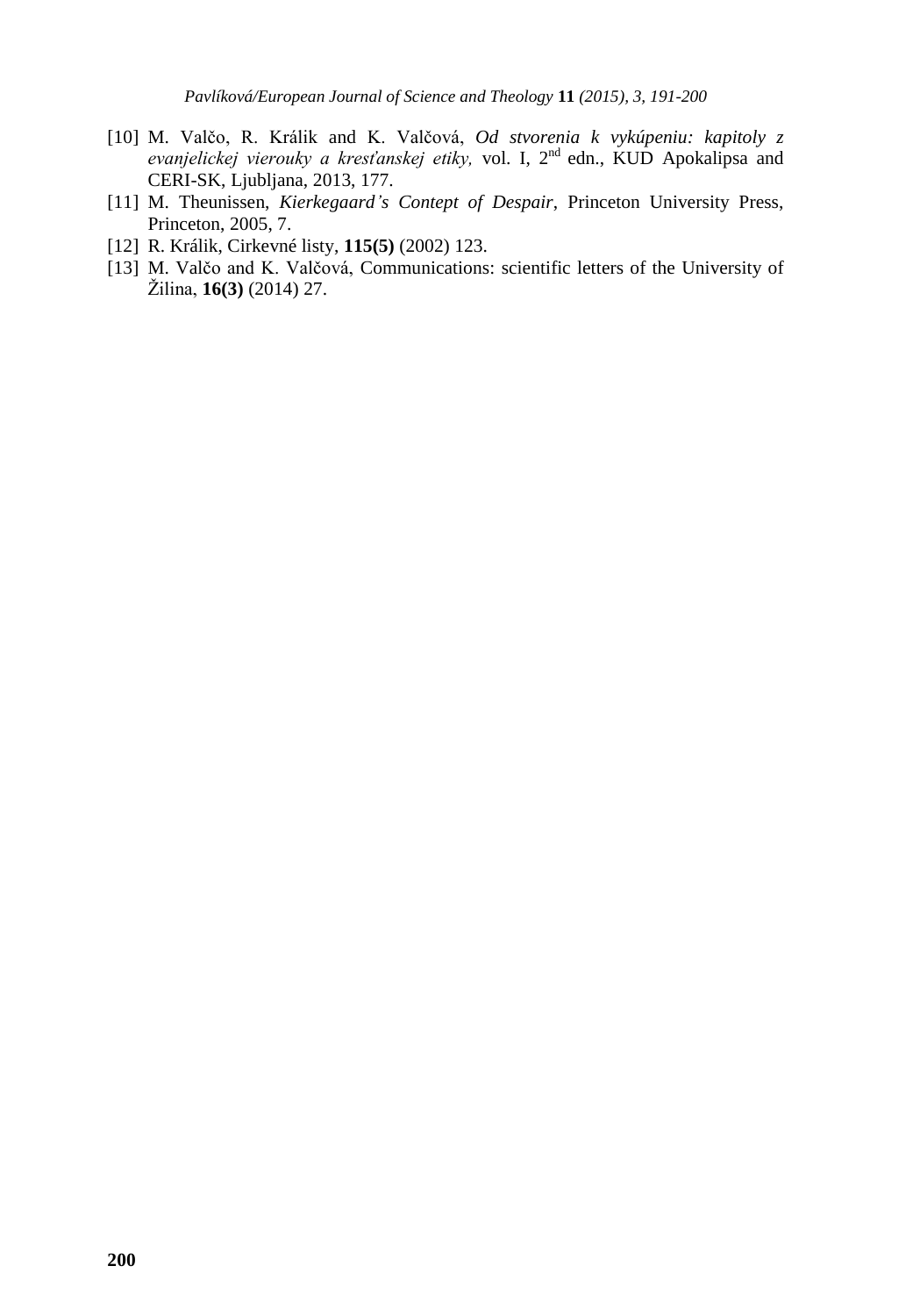[10] M. Valčo, R. Králik and K. Valčová, *Od stvorenia k vykúpeniu: kapitoly z evanjelickej vierouky a kresťanskej etiky,* vol. I, 2nd edn., KUD Apokalipsa and CERI-SK, Ljubljana, 2013, 177.

[11] M. Theunissen, *Kierkegaard's Contept of Despair*, Princeton University Press, Princeton, 2005, 7.

[12] R. Králik, Cirkevné listy, **115(5)** (2002) 123.

[13] M. Valčo and K. Valčová, Communications: scientific letters of the University of Žilina, **16(3)** (2014) 27.